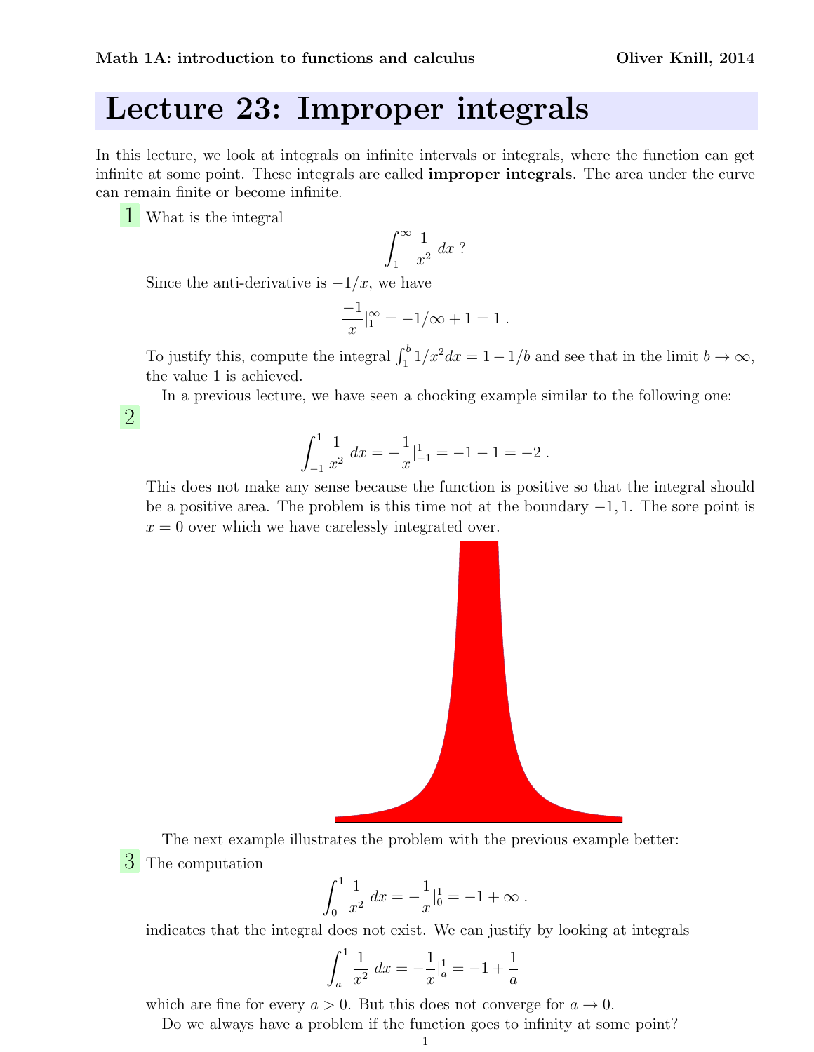**Math 1A: introduction to functions and calculus** **Oliver Knill, 2014**

# Lecture 23: Improper integrals

In this lecture, we look at integrals on infinite intervals or integrals, where the function can get infinite at some point. These integrals are called **improper integrals**. The area under the curve can remain finite or become infinite.

**1** What is the integral

$$\int_1^\infty \frac{1}{x^2}\, dx \;?$$

Since the anti-derivative is $-1/x$, we have

$$\frac{-1}{x}|_1^\infty = -1/\infty + 1 = 1 \;.$$

To justify this, compute the integral $\int_1^b 1/x^2 dx = 1 - 1/b$ and see that in the limit $b \to \infty$, the value 1 is achieved.

In a previous lecture, we have seen a chocking example similar to the following one:

**2**

$$\int_{-1}^1 \frac{1}{x^2}\, dx = -\frac{1}{x}|_{-1}^1 = -1 - 1 = -2 \;.$$

This does not make any sense because the function is positive so that the integral should be a positive area. The problem is this time not at the boundary $-1, 1$. The sore point is $x = 0$ over which we have carelessly integrated over.

The next example illustrates the problem with the previous example better:

**3** The computation

$$\int_0^1 \frac{1}{x^2}\, dx = -\frac{1}{x}|_0^1 = -1 + \infty \;.$$

indicates that the integral does not exist. We can justify by looking at integrals

$$\int_a^1 \frac{1}{x^2}\, dx = -\frac{1}{x}|_a^1 = -1 + \frac{1}{a}$$

which are fine for every $a > 0$. But this does not converge for $a \to 0$.

Do we always have a problem if the function goes to infinity at some point?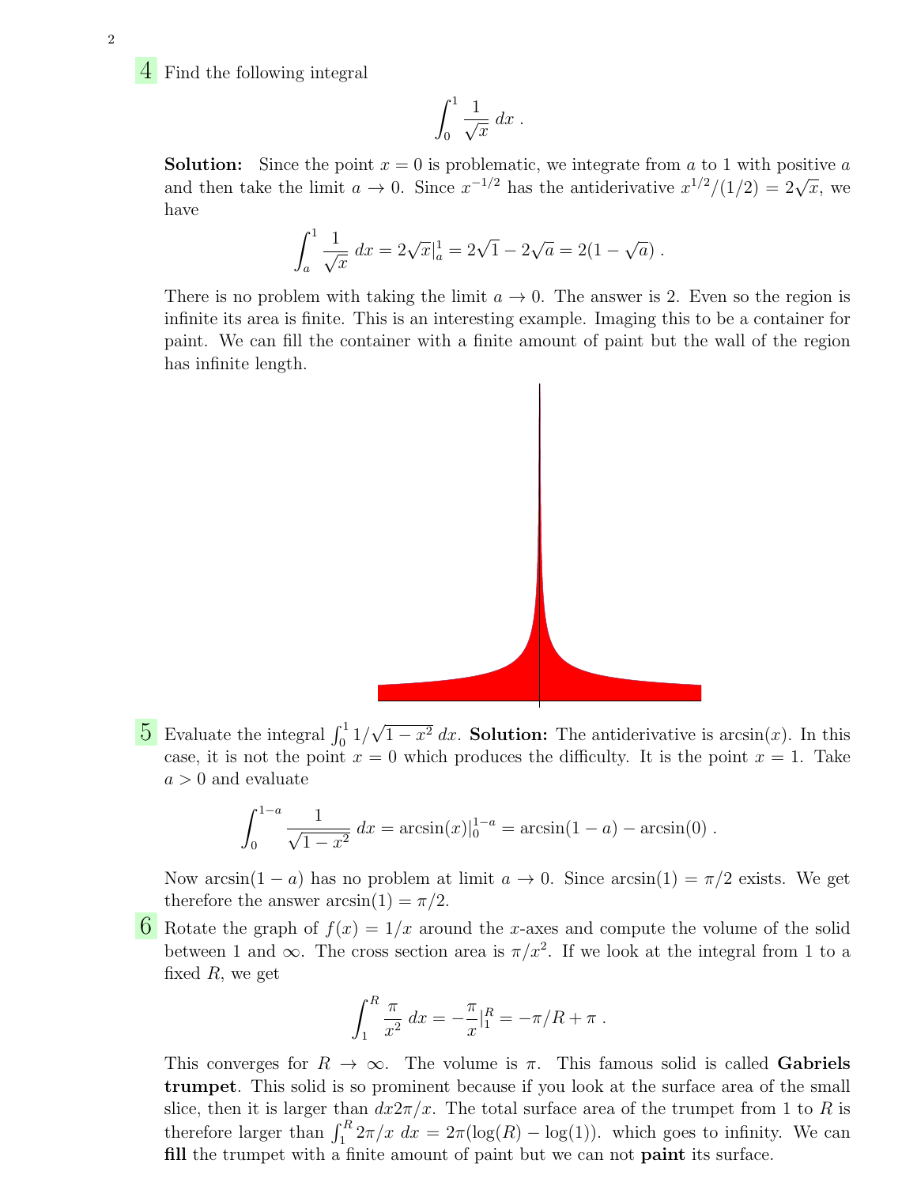**4** Find the following integral

$$\int_0^1 \frac{1}{\sqrt{x}} \, dx \; .$$

**Solution:** Since the point $x = 0$ is problematic, we integrate from $a$ to 1 with positive $a$ and then take the limit $a \to 0$. Since $x^{-1/2}$ has the antiderivative $x^{1/2}/(1/2) = 2\sqrt{x}$, we have

$$\int_a^1 \frac{1}{\sqrt{x}} \, dx = 2\sqrt{x}|_a^1 = 2\sqrt{1} - 2\sqrt{a} = 2(1 - \sqrt{a}) \; .$$

There is no problem with taking the limit $a \to 0$. The answer is 2. Even so the region is infinite its area is finite. This is an interesting example. Imaging this to be a container for paint. We can fill the container with a finite amount of paint but the wall of the region has infinite length.

**5** Evaluate the integral $\int_0^1 1/\sqrt{1-x^2} \, dx$. **Solution:** The antiderivative is $\arcsin(x)$. In this case, it is not the point $x = 0$ which produces the difficulty. It is the point $x = 1$. Take $a > 0$ and evaluate

$$\int_0^{1-a} \frac{1}{\sqrt{1-x^2}} \, dx = \arcsin(x)|_0^{1-a} = \arcsin(1-a) - \arcsin(0) \; .$$

Now $\arcsin(1-a)$ has no problem at limit $a \to 0$. Since $\arcsin(1) = \pi/2$ exists. We get therefore the answer $\arcsin(1) = \pi/2$.

**6** Rotate the graph of $f(x) = 1/x$ around the $x$-axes and compute the volume of the solid between 1 and $\infty$. The cross section area is $\pi/x^2$. If we look at the integral from 1 to a fixed $R$, we get

$$\int_1^R \frac{\pi}{x^2} \, dx = -\frac{\pi}{x}|_1^R = -\pi/R + \pi \; .$$

This converges for $R \to \infty$. The volume is $\pi$. This famous solid is called **Gabriels trumpet**. This solid is so prominent because if you look at the surface area of the small slice, then it is larger than $dx 2\pi/x$. The total surface area of the trumpet from 1 to $R$ is therefore larger than $\int_1^R 2\pi/x \, dx = 2\pi(\log(R) - \log(1))$. which goes to infinity. We can **fill** the trumpet with a finite amount of paint but we can not **paint** its surface.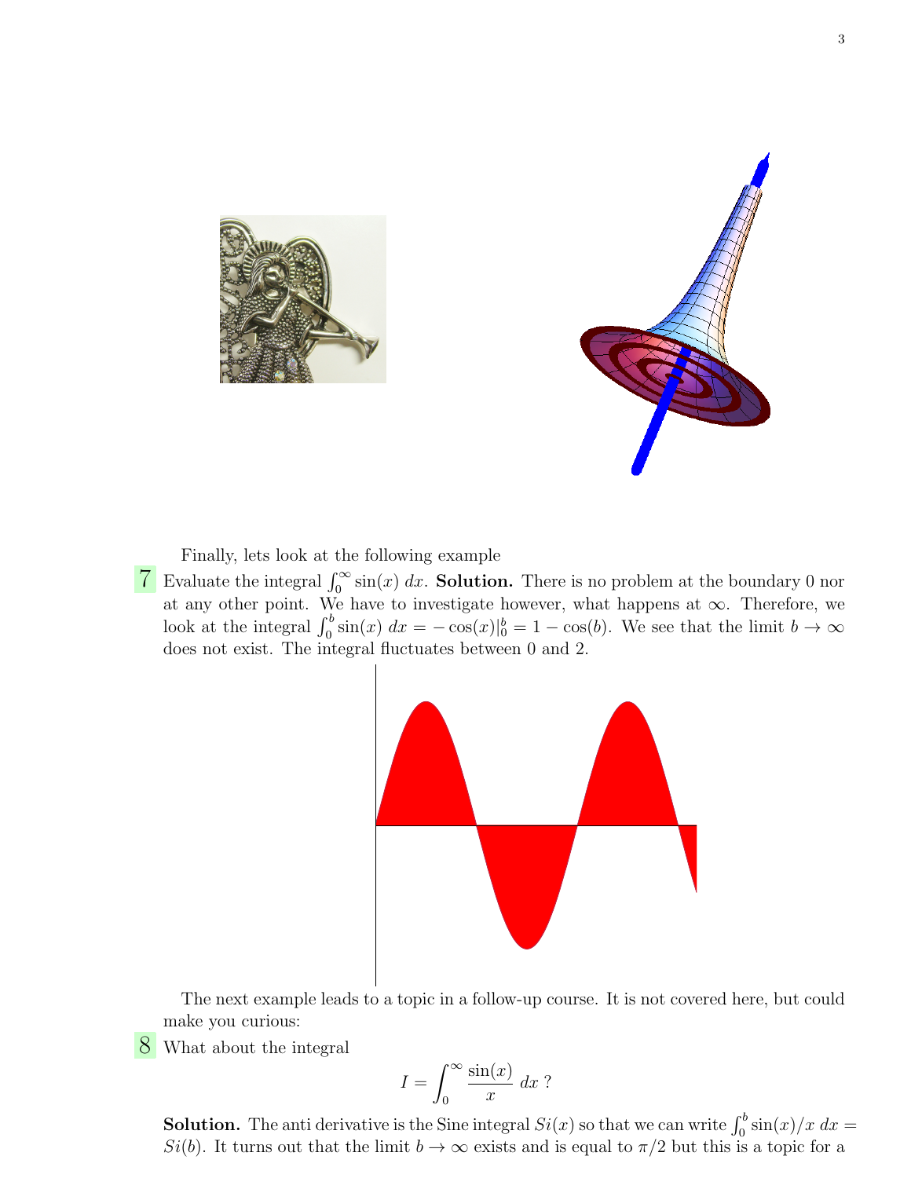Finally, lets look at the following example

**7** Evaluate the integral $\int_0^\infty \sin(x)\, dx$. **Solution.** There is no problem at the boundary 0 nor at any other point. We have to investigate however, what happens at $\infty$. Therefore, we look at the integral $\int_0^b \sin(x)\, dx = -\cos(x)|_0^b = 1 - \cos(b)$. We see that the limit $b \to \infty$ does not exist. The integral fluctuates between 0 and 2.

The next example leads to a topic in a follow-up course. It is not covered here, but could make you curious:

**8** What about the integral

$$I = \int_0^\infty \frac{\sin(x)}{x}\, dx \text{ ?}$$

**Solution.** The anti derivative is the Sine integral $Si(x)$ so that we can write $\int_0^b \sin(x)/x\, dx = Si(b)$. It turns out that the limit $b \to \infty$ exists and is equal to $\pi/2$ but this is a topic for a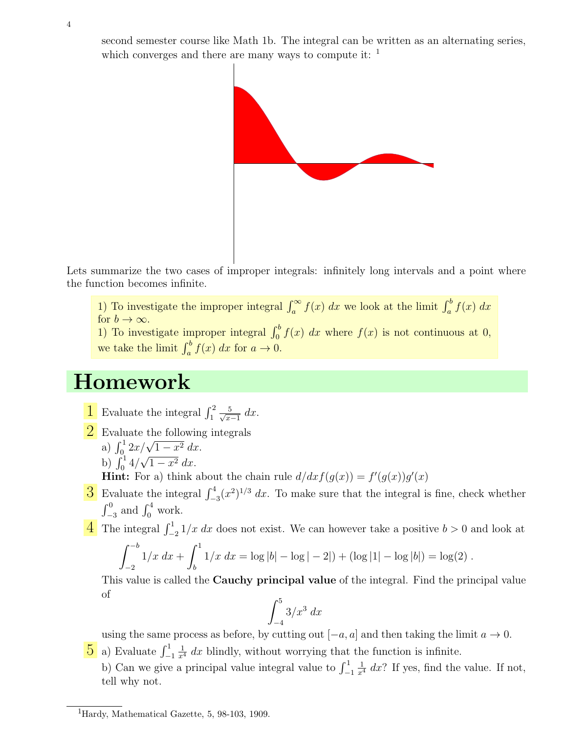second semester course like Math 1b. The integral can be written as an alternating series, which converges and there are many ways to compute it: [1]

Lets summarize the two cases of improper integrals: infinitely long intervals and a point where the function becomes infinite.

1) To investigate the improper integral $\int_a^\infty f(x)\,dx$ we look at the limit $\int_a^b f(x)\,dx$ for $b \to \infty$.
1) To investigate improper integral $\int_0^b f(x)\,dx$ where $f(x)$ is not continuous at 0, we take the limit $\int_a^b f(x)\,dx$ for $a \to 0$.

# Homework

1. Evaluate the integral $\int_1^2 \frac{5}{\sqrt{x-1}}\,dx$.

2. Evaluate the following integrals
   a) $\int_0^1 2x/\sqrt{1-x^2}\,dx$.
   b) $\int_0^1 4/\sqrt{1-x^2}\,dx$.
   **Hint:** For a) think about the chain rule $d/dx f(g(x)) = f'(g(x))g'(x)$

3. Evaluate the integral $\int_{-3}^4 (x^2)^{1/3}\,dx$. To make sure that the integral is fine, check whether $\int_{-3}^0$ and $\int_0^4$ work.

4. The integral $\int_{-2}^1 1/x\,dx$ does not exist. We can however take a positive $b > 0$ and look at
$$\int_{-2}^{-b} 1/x\,dx + \int_b^1 1/x\,dx = \log|b| - \log|-2|) + (\log|1| - \log|b|) = \log(2)\;.$$
This value is called the **Cauchy principal value** of the integral. Find the principal value of
$$\int_{-4}^5 3/x^3\,dx$$
using the same process as before, by cutting out $[-a, a]$ and then taking the limit $a \to 0$.

5. a) Evaluate $\int_{-1}^1 \frac{1}{x^4}\,dx$ blindly, without worrying that the function is infinite.
   b) Can we give a principal value integral value to $\int_{-1}^1 \frac{1}{x^4}\,dx$? If yes, find the value. If not, tell why not.

[1] Hardy, Mathematical Gazette, 5, 98-103, 1909.